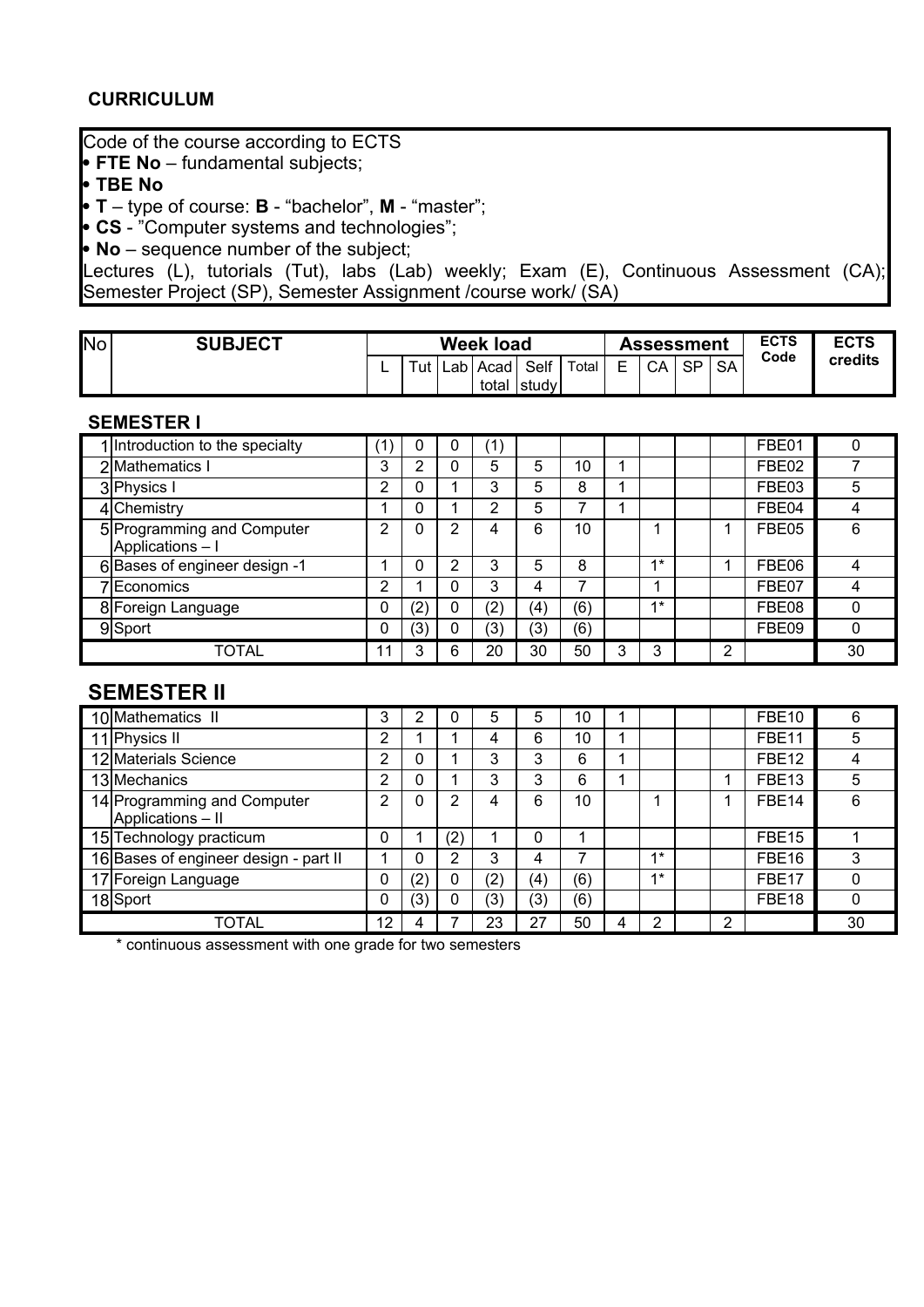## CURRICULUM

Code of the course according to ECTS

- **FTE No** – fundamental subjects;
- **TBE No**
- **T** – type of course: **B** - "bachelor", **M** - "master";
- **CS** - "Computer systems and technologies";
- **No** – sequence number of the subject;

Lectures (L), tutorials (Tut), labs (Lab) weekly; Exam (E), Continuous Assessment (CA); Semester Project (SP), Semester Assignment /course work/ (SA)

| No | SUBJECT | Week load | | | | | | Assessment | | | | ECTS Code | ECTS credits |
|---|---|---|---|---|---|---|---|---|---|---|---|---|---|
| | | L | Tut | Lab | Acad total | Self study | Total | E | CA | SP | SA | | |
| | **SEMESTER I** | | | | | | | | | | | | |
| 1 | Introduction to the specialty | (1) | 0 | 0 | (1) | | | | | | | FBE01 | 0 |
| 2 | Mathematics I | 3 | 2 | 0 | 5 | 5 | 10 | 1 | | | | FBE02 | 7 |
| 3 | Physics I | 2 | 0 | 1 | 3 | 5 | 8 | 1 | | | | FBE03 | 5 |
| 4 | Chemistry | 1 | 0 | 1 | 2 | 5 | 7 | 1 | | | | FBE04 | 4 |
| 5 | Programming and Computer Applications – I | 2 | 0 | 2 | 4 | 6 | 10 | | 1 | | 1 | FBE05 | 6 |
| 6 | Bases of engineer design -1 | 1 | 0 | 2 | 3 | 5 | 8 | | 1* | | 1 | FBE06 | 4 |
| 7 | Economics | 2 | 1 | 0 | 3 | 4 | 7 | | 1 | | | FBE07 | 4 |
| 8 | Foreign Language | 0 | (2) | 0 | (2) | (4) | (6) | | 1* | | | FBE08 | 0 |
| 9 | Sport | 0 | (3) | 0 | (3) | (3) | (6) | | | | | FBE09 | 0 |
| | TOTAL | 11 | 3 | 6 | 20 | 30 | 50 | 3 | 3 | | 2 | | 30 |
| | **SEMESTER II** | | | | | | | | | | | | |
| 10 | Mathematics II | 3 | 2 | 0 | 5 | 5 | 10 | 1 | | | | FBE10 | 6 |
| 11 | Physics II | 2 | 1 | 1 | 4 | 6 | 10 | 1 | | | | FBE11 | 5 |
| 12 | Materials Science | 2 | 0 | 1 | 3 | 3 | 6 | 1 | | | | FBE12 | 4 |
| 13 | Mechanics | 2 | 0 | 1 | 3 | 3 | 6 | 1 | | | 1 | FBE13 | 5 |
| 14 | Programming and Computer Applications – II | 2 | 0 | 2 | 4 | 6 | 10 | | 1 | | 1 | FBE14 | 6 |
| 15 | Technology practicum | 0 | 1 | (2) | 1 | 0 | 1 | | | | | FBE15 | 1 |
| 16 | Bases of engineer design - part II | 1 | 0 | 2 | 3 | 4 | 7 | | 1* | | | FBE16 | 3 |
| 17 | Foreign Language | 0 | (2) | 0 | (2) | (4) | (6) | | 1* | | | FBE17 | 0 |
| 18 | Sport | 0 | (3) | 0 | (3) | (3) | (6) | | | | | FBE18 | 0 |
| | TOTAL | 12 | 4 | 7 | 23 | 27 | 50 | 4 | 2 | | 2 | | 30 |

\* continuous assessment with one grade for two semesters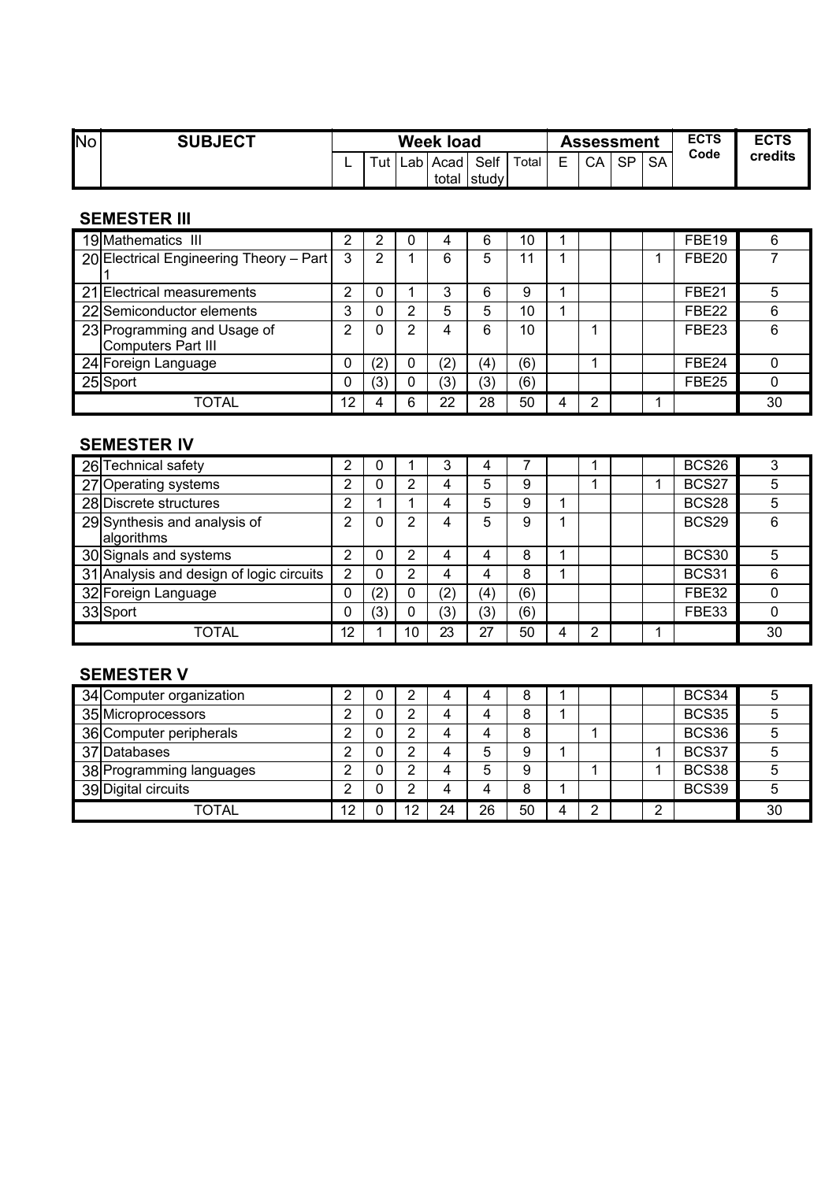| No | SUBJECT | Week load | | | | | | Assessment | | | | ECTS Code | ECTS credits |
|---|---|---|---|---|---|---|---|---|---|---|---|---|---|
| | | L | Tut | Lab | Acad total | Self study | Total | E | CA | SP | SA | | |

## SEMESTER III

| No | SUBJECT | L | Tut | Lab | Acad total | Self study | Total | E | CA | SP | SA | ECTS Code | ECTS credits |
|---|---|---|---|---|---|---|---|---|---|---|---|---|---|
| 19 | Mathematics III | 2 | 2 | 0 | 4 | 6 | 10 | 1 | | | | FBE19 | 6 |
| 20 | Electrical Engineering Theory – Part 1 | 3 | 2 | 1 | 6 | 5 | 11 | 1 | | | 1 | FBE20 | 7 |
| 21 | Electrical measurements | 2 | 0 | 1 | 3 | 6 | 9 | 1 | | | | FBE21 | 5 |
| 22 | Semiconductor elements | 3 | 0 | 2 | 5 | 5 | 10 | 1 | | | | FBE22 | 6 |
| 23 | Programming and Usage of Computers Part III | 2 | 0 | 2 | 4 | 6 | 10 | | 1 | | | FBE23 | 6 |
| 24 | Foreign Language | 0 | (2) | 0 | (2) | (4) | (6) | | 1 | | | FBE24 | 0 |
| 25 | Sport | 0 | (3) | 0 | (3) | (3) | (6) | | | | | FBE25 | 0 |
| | TOTAL | 12 | 4 | 6 | 22 | 28 | 50 | 4 | 2 | | 1 | | 30 |

## SEMESTER IV

| No | SUBJECT | L | Tut | Lab | Acad total | Self study | Total | E | CA | SP | SA | ECTS Code | ECTS credits |
|---|---|---|---|---|---|---|---|---|---|---|---|---|---|
| 26 | Technical safety | 2 | 0 | 1 | 3 | 4 | 7 | | 1 | | | BCS26 | 3 |
| 27 | Operating systems | 2 | 0 | 2 | 4 | 5 | 9 | | 1 | | 1 | BCS27 | 5 |
| 28 | Discrete structures | 2 | 1 | 1 | 4 | 5 | 9 | 1 | | | | BCS28 | 5 |
| 29 | Synthesis and analysis of algorithms | 2 | 0 | 2 | 4 | 5 | 9 | 1 | | | | BCS29 | 6 |
| 30 | Signals and systems | 2 | 0 | 2 | 4 | 4 | 8 | 1 | | | | BCS30 | 5 |
| 31 | Analysis and design of logic circuits | 2 | 0 | 2 | 4 | 4 | 8 | 1 | | | | BCS31 | 6 |
| 32 | Foreign Language | 0 | (2) | 0 | (2) | (4) | (6) | | | | | FBE32 | 0 |
| 33 | Sport | 0 | (3) | 0 | (3) | (3) | (6) | | | | | FBE33 | 0 |
| | TOTAL | 12 | 1 | 10 | 23 | 27 | 50 | 4 | 2 | | 1 | | 30 |

## SEMESTER V

| No | SUBJECT | L | Tut | Lab | Acad total | Self study | Total | E | CA | SP | SA | ECTS Code | ECTS credits |
|---|---|---|---|---|---|---|---|---|---|---|---|---|---|
| 34 | Computer organization | 2 | 0 | 2 | 4 | 4 | 8 | 1 | | | | BCS34 | 5 |
| 35 | Microprocessors | 2 | 0 | 2 | 4 | 4 | 8 | 1 | | | | BCS35 | 5 |
| 36 | Computer peripherals | 2 | 0 | 2 | 4 | 4 | 8 | | 1 | | | BCS36 | 5 |
| 37 | Databases | 2 | 0 | 2 | 4 | 5 | 9 | 1 | | | 1 | BCS37 | 5 |
| 38 | Programming languages | 2 | 0 | 2 | 4 | 5 | 9 | | 1 | | 1 | BCS38 | 5 |
| 39 | Digital circuits | 2 | 0 | 2 | 4 | 4 | 8 | 1 | | | | BCS39 | 5 |
| | TOTAL | 12 | 0 | 12 | 24 | 26 | 50 | 4 | 2 | | 2 | | 30 |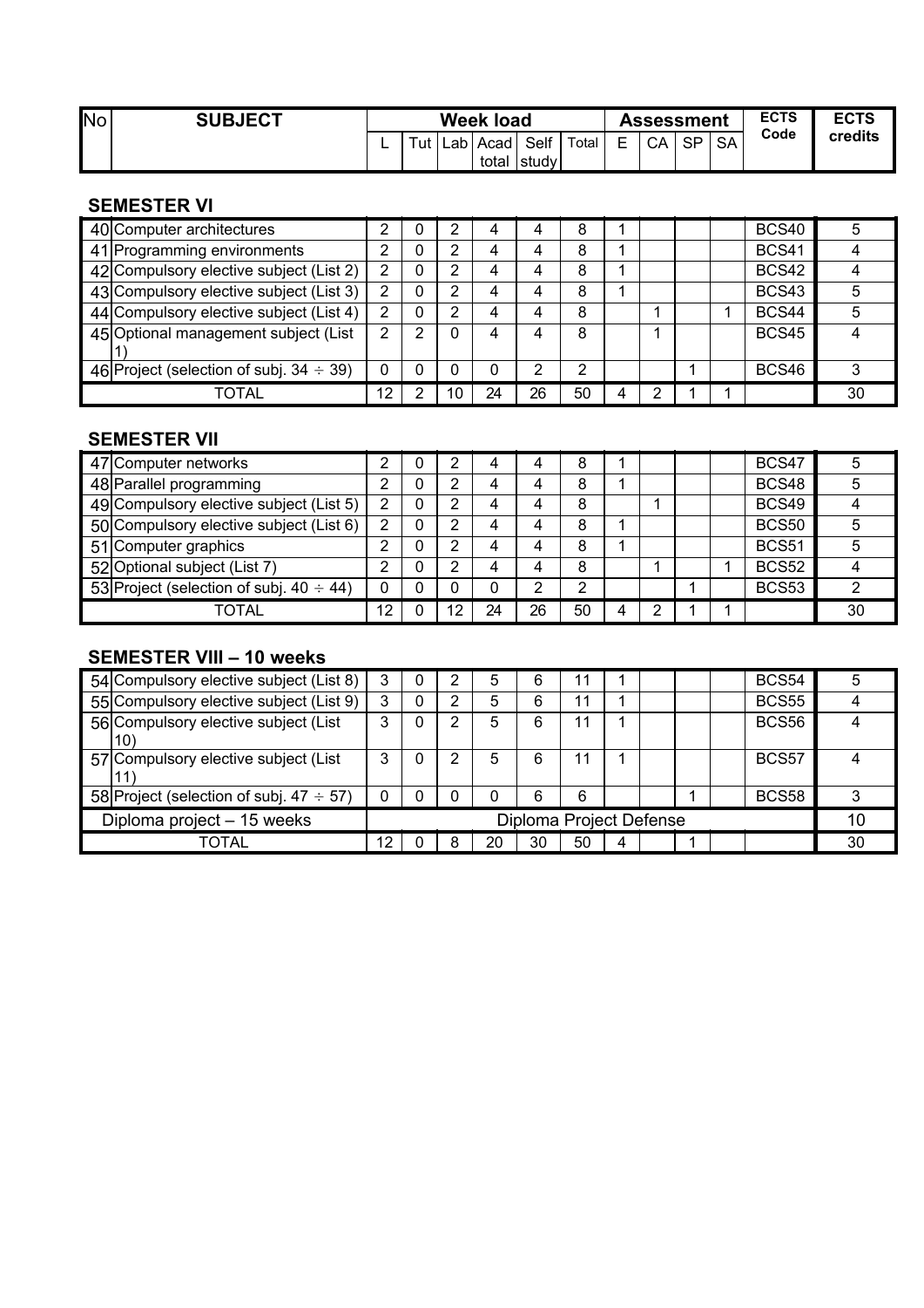| No | SUBJECT | Week load | | | | | | Assessment | | | | ECTS Code | ECTS credits |
|---|---|---|---|---|---|---|---|---|---|---|---|---|---|
| | | L | Tut | Lab | Acad total | Self study | Total | E | CA | SP | SA | | |

## SEMESTER VI

| No | SUBJECT | L | Tut | Lab | Acad total | Self study | Total | E | CA | SP | SA | ECTS Code | ECTS credits |
|---|---|---|---|---|---|---|---|---|---|---|---|---|---|
| 40 | Computer architectures | 2 | 0 | 2 | 4 | 4 | 8 | 1 | | | | BCS40 | 5 |
| 41 | Programming environments | 2 | 0 | 2 | 4 | 4 | 8 | 1 | | | | BCS41 | 4 |
| 42 | Compulsory elective subject (List 2) | 2 | 0 | 2 | 4 | 4 | 8 | 1 | | | | BCS42 | 4 |
| 43 | Compulsory elective subject (List 3) | 2 | 0 | 2 | 4 | 4 | 8 | 1 | | | | BCS43 | 5 |
| 44 | Compulsory elective subject (List 4) | 2 | 0 | 2 | 4 | 4 | 8 | | 1 | | 1 | BCS44 | 5 |
| 45 | Optional management subject (List 1) | 2 | 2 | 0 | 4 | 4 | 8 | | 1 | | | BCS45 | 4 |
| 46 | Project (selection of subj. 34 ÷ 39) | 0 | 0 | 0 | 0 | 2 | 2 | | | 1 | | BCS46 | 3 |
| | TOTAL | 12 | 2 | 10 | 24 | 26 | 50 | 4 | 2 | 1 | 1 | | 30 |

## SEMESTER VII

| No | SUBJECT | L | Tut | Lab | Acad total | Self study | Total | E | CA | SP | SA | ECTS Code | ECTS credits |
|---|---|---|---|---|---|---|---|---|---|---|---|---|---|
| 47 | Computer networks | 2 | 0 | 2 | 4 | 4 | 8 | 1 | | | | BCS47 | 5 |
| 48 | Parallel programming | 2 | 0 | 2 | 4 | 4 | 8 | 1 | | | | BCS48 | 5 |
| 49 | Compulsory elective subject (List 5) | 2 | 0 | 2 | 4 | 4 | 8 | | 1 | | | BCS49 | 4 |
| 50 | Compulsory elective subject (List 6) | 2 | 0 | 2 | 4 | 4 | 8 | 1 | | | | BCS50 | 5 |
| 51 | Computer graphics | 2 | 0 | 2 | 4 | 4 | 8 | 1 | | | | BCS51 | 5 |
| 52 | Optional subject (List 7) | 2 | 0 | 2 | 4 | 4 | 8 | | 1 | | 1 | BCS52 | 4 |
| 53 | Project (selection of subj. 40 ÷ 44) | 0 | 0 | 0 | 0 | 2 | 2 | | | 1 | | BCS53 | 2 |
| | TOTAL | 12 | 0 | 12 | 24 | 26 | 50 | 4 | 2 | 1 | 1 | | 30 |

## SEMESTER VIII – 10 weeks

| No | SUBJECT | L | Tut | Lab | Acad total | Self study | Total | E | CA | SP | SA | ECTS Code | ECTS credits |
|---|---|---|---|---|---|---|---|---|---|---|---|---|---|
| 54 | Compulsory elective subject (List 8) | 3 | 0 | 2 | 5 | 6 | 11 | 1 | | | | BCS54 | 5 |
| 55 | Compulsory elective subject (List 9) | 3 | 0 | 2 | 5 | 6 | 11 | 1 | | | | BCS55 | 4 |
| 56 | Compulsory elective subject (List 10) | 3 | 0 | 2 | 5 | 6 | 11 | 1 | | | | BCS56 | 4 |
| 57 | Compulsory elective subject (List 11) | 3 | 0 | 2 | 5 | 6 | 11 | 1 | | | | BCS57 | 4 |
| 58 | Project (selection of subj. 47 ÷ 57) | 0 | 0 | 0 | 0 | 6 | 6 | | | 1 | | BCS58 | 3 |
| | Diploma project – 15 weeks | Diploma Project Defense | | | | | | | | | | | 10 |
| | TOTAL | 12 | 0 | 8 | 20 | 30 | 50 | 4 | | 1 | | | 30 |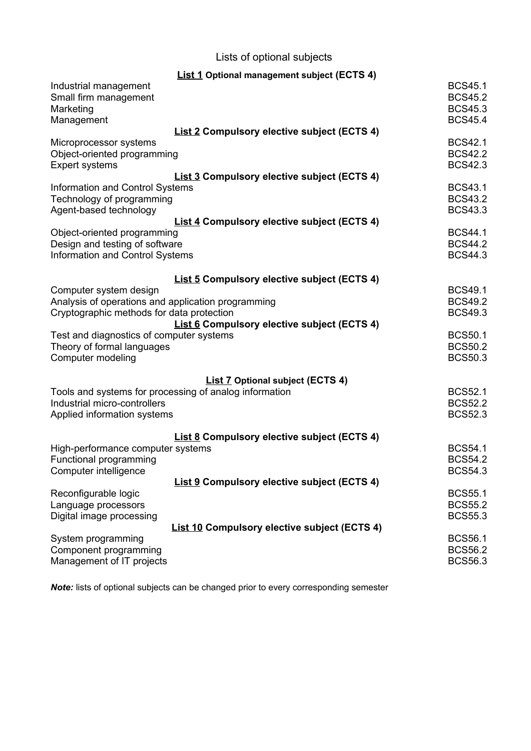# Lists of optional subjects

| | |
|---|---|
| **List 1 Optional management subject (ECTS 4)** | |
| Industrial management | BCS45.1 |
| Small firm management | BCS45.2 |
| Marketing | BCS45.3 |
| Management | BCS45.4 |
| **List 2 Compulsory elective subject (ECTS 4)** | |
| Microprocessor systems | BCS42.1 |
| Object-oriented programming | BCS42.2 |
| Expert systems | BCS42.3 |
| **List 3 Compulsory elective subject (ECTS 4)** | |
| Information and Control Systems | BCS43.1 |
| Technology of programming | BCS43.2 |
| Agent-based technology | BCS43.3 |
| **List 4 Compulsory elective subject (ECTS 4)** | |
| Object-oriented programming | BCS44.1 |
| Design and testing of software | BCS44.2 |
| Information and Control Systems | BCS44.3 |
| **List 5 Compulsory elective subject (ECTS 4)** | |
| Computer system design | BCS49.1 |
| Analysis of operations and application programming | BCS49.2 |
| Cryptographic methods for data protection | BCS49.3 |
| **List 6 Compulsory elective subject (ECTS 4)** | |
| Test and diagnostics of computer systems | BCS50.1 |
| Theory of formal languages | BCS50.2 |
| Computer modeling | BCS50.3 |
| **List 7 Optional subject (ECTS 4)** | |
| Tools and systems for processing of analog information | BCS52.1 |
| Industrial micro-controllers | BCS52.2 |
| Applied information systems | BCS52.3 |
| **List 8 Compulsory elective subject (ECTS 4)** | |
| High-performance computer systems | BCS54.1 |
| Functional programming | BCS54.2 |
| Computer intelligence | BCS54.3 |
| **List 9 Compulsory elective subject (ECTS 4)** | |
| Reconfigurable logic | BCS55.1 |
| Language processors | BCS55.2 |
| Digital image processing | BCS55.3 |
| **List 10 Compulsory elective subject (ECTS 4)** | |
| System programming | BCS56.1 |
| Component programming | BCS56.2 |
| Management of IT projects | BCS56.3 |

***Note:*** lists of optional subjects can be changed prior to every corresponding semester